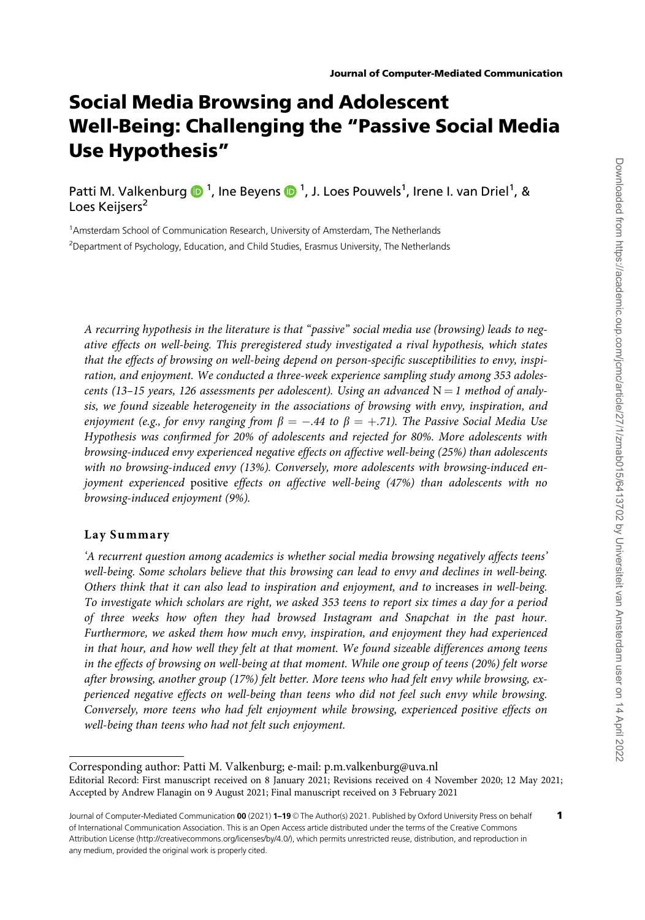# Social Media Browsing and Adolescent Well-Being: Challenging the "Passive Social Media Use Hypothesis"

Patti M. Valkenburg [1], Ine Beyens [1], J. Loes Pouwels[1], Irene I. van Driel[1], & Loes Keijsers[2]

[1]Amsterdam School of Communication Research, University of Amsterdam, The Netherlands

[2]Department of Psychology, Education, and Child Studies, Erasmus University, The Netherlands

*A recurring hypothesis in the literature is that "passive" social media use (browsing) leads to negative effects on well-being. This preregistered study investigated a rival hypothesis, which states that the effects of browsing on well-being depend on person-specific susceptibilities to envy, inspiration, and enjoyment. We conducted a three-week experience sampling study among 353 adolescents (13–15 years, 126 assessments per adolescent). Using an advanced* $N = 1$ *method of analysis, we found sizeable heterogeneity in the associations of browsing with envy, inspiration, and enjoyment (e.g., for envy ranging from* $\beta = -.44$ *to* $\beta = +.71$*). The Passive Social Media Use Hypothesis was confirmed for 20% of adolescents and rejected for 80%. More adolescents with browsing-induced envy experienced negative effects on affective well-being (25%) than adolescents with no browsing-induced envy (13%). Conversely, more adolescents with browsing-induced enjoyment experienced* positive *effects on affective well-being (47%) than adolescents with no browsing-induced enjoyment (9%).*

## Lay Summary

*'A recurrent question among academics is whether social media browsing negatively affects teens' well-being. Some scholars believe that this browsing can lead to envy and declines in well-being. Others think that it can also lead to inspiration and enjoyment, and to* increases *in well-being. To investigate which scholars are right, we asked 353 teens to report six times a day for a period of three weeks how often they had browsed Instagram and Snapchat in the past hour. Furthermore, we asked them how much envy, inspiration, and enjoyment they had experienced in that hour, and how well they felt at that moment. We found sizeable differences among teens in the effects of browsing on well-being at that moment. While one group of teens (20%) felt worse after browsing, another group (17%) felt better. More teens who had felt envy while browsing, experienced negative effects on well-being than teens who did not feel such envy while browsing. Conversely, more teens who had felt enjoyment while browsing, experienced positive effects on well-being than teens who had not felt such enjoyment.*

---

Corresponding author: Patti M. Valkenburg; e-mail: p.m.valkenburg@uva.nl

Editorial Record: First manuscript received on 8 January 2021; Revisions received on 4 November 2020; 12 May 2021; Accepted by Andrew Flanagin on 9 August 2021; Final manuscript received on 3 February 2021

© The Author(s) 2021. Published by Oxford University Press on behalf of International Communication Association. This is an Open Access article distributed under the terms of the Creative Commons Attribution License (http://creativecommons.org/licenses/by/4.0/), which permits unrestricted reuse, distribution, and reproduction in any medium, provided the original work is properly cited.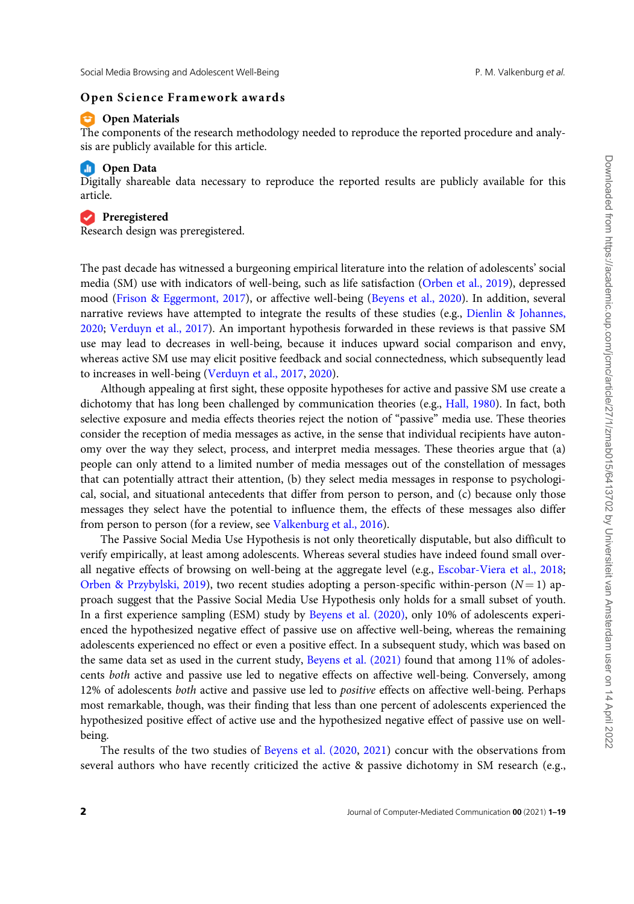## Open Science Framework awards

**Open Materials**
The components of the research methodology needed to reproduce the reported procedure and analysis are publicly available for this article.

**Open Data**
Digitally shareable data necessary to reproduce the reported results are publicly available for this article.

**Preregistered**
Research design was preregistered.

The past decade has witnessed a burgeoning empirical literature into the relation of adolescents' social media (SM) use with indicators of well-being, such as life satisfaction (Orben et al., 2019), depressed mood (Frison & Eggermont, 2017), or affective well-being (Beyens et al., 2020). In addition, several narrative reviews have attempted to integrate the results of these studies (e.g., Dienlin & Johannes, 2020; Verduyn et al., 2017). An important hypothesis forwarded in these reviews is that passive SM use may lead to decreases in well-being, because it induces upward social comparison and envy, whereas active SM use may elicit positive feedback and social connectedness, which subsequently lead to increases in well-being (Verduyn et al., 2017, 2020).

Although appealing at first sight, these opposite hypotheses for active and passive SM use create a dichotomy that has long been challenged by communication theories (e.g., Hall, 1980). In fact, both selective exposure and media effects theories reject the notion of "passive" media use. These theories consider the reception of media messages as active, in the sense that individual recipients have autonomy over the way they select, process, and interpret media messages. These theories argue that (a) people can only attend to a limited number of media messages out of the constellation of messages that can potentially attract their attention, (b) they select media messages in response to psychological, social, and situational antecedents that differ from person to person, and (c) because only those messages they select have the potential to influence them, the effects of these messages also differ from person to person (for a review, see Valkenburg et al., 2016).

The Passive Social Media Use Hypothesis is not only theoretically disputable, but also difficult to verify empirically, at least among adolescents. Whereas several studies have indeed found small overall negative effects of browsing on well-being at the aggregate level (e.g., Escobar-Viera et al., 2018; Orben & Przybylski, 2019), two recent studies adopting a person-specific within-person ($N = 1$) approach suggest that the Passive Social Media Use Hypothesis only holds for a small subset of youth. In a first experience sampling (ESM) study by Beyens et al. (2020), only 10% of adolescents experienced the hypothesized negative effect of passive use on affective well-being, whereas the remaining adolescents experienced no effect or even a positive effect. In a subsequent study, which was based on the same data set as used in the current study, Beyens et al. (2021) found that among 11% of adolescents *both* active and passive use led to negative effects on affective well-being. Conversely, among 12% of adolescents *both* active and passive use led to *positive* effects on affective well-being. Perhaps most remarkable, though, was their finding that less than one percent of adolescents experienced the hypothesized positive effect of active use and the hypothesized negative effect of passive use on well-being.

The results of the two studies of Beyens et al. (2020, 2021) concur with the observations from several authors who have recently criticized the active & passive dichotomy in SM research (e.g.,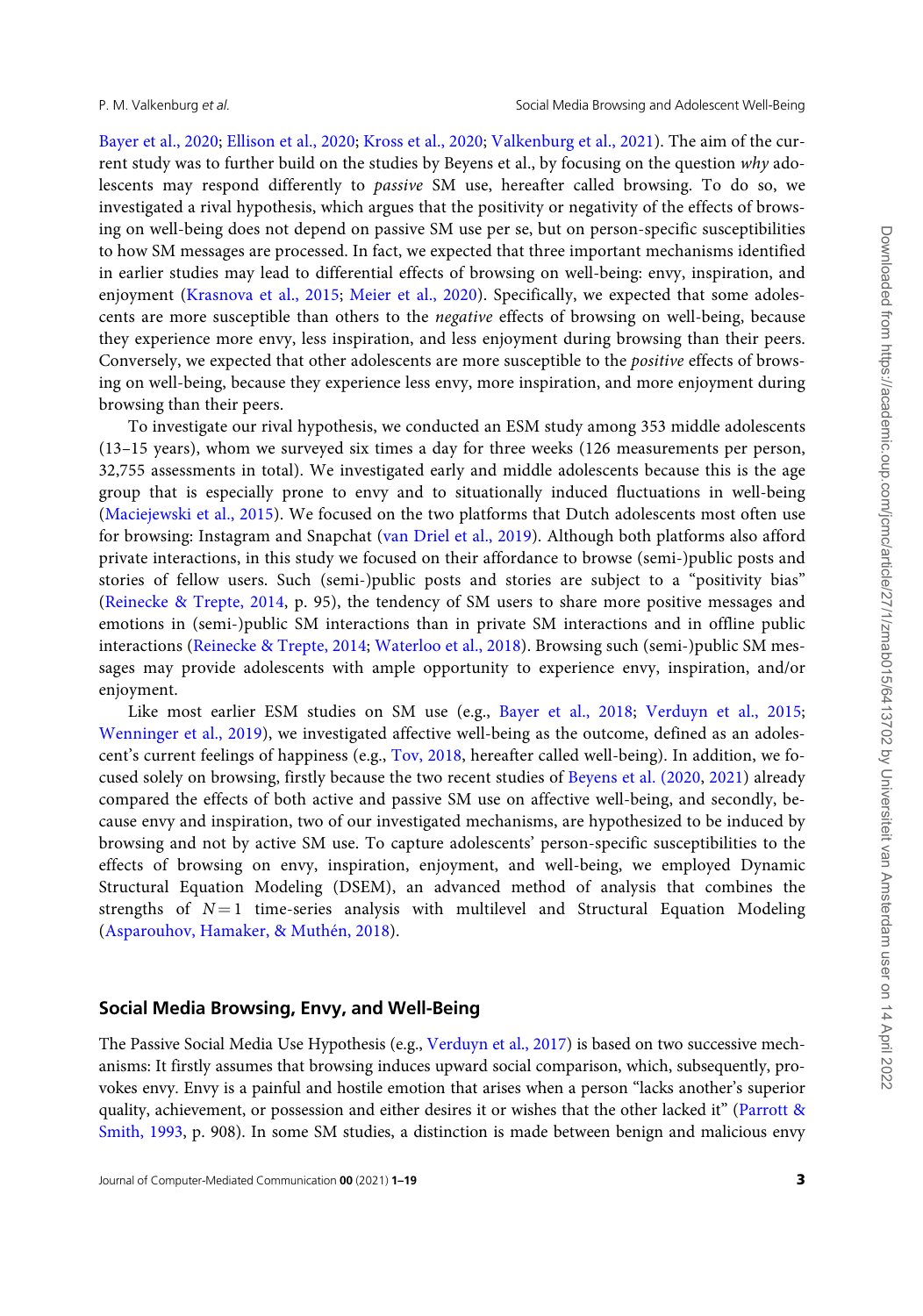Bayer et al., 2020; Ellison et al., 2020; Kross et al., 2020; Valkenburg et al., 2021). The aim of the current study was to further build on the studies by Beyens et al., by focusing on the question *why* adolescents may respond differently to *passive* SM use, hereafter called browsing. To do so, we investigated a rival hypothesis, which argues that the positivity or negativity of the effects of browsing on well-being does not depend on passive SM use per se, but on person-specific susceptibilities to how SM messages are processed. In fact, we expected that three important mechanisms identified in earlier studies may lead to differential effects of browsing on well-being: envy, inspiration, and enjoyment (Krasnova et al., 2015; Meier et al., 2020). Specifically, we expected that some adolescents are more susceptible than others to the *negative* effects of browsing on well-being, because they experience more envy, less inspiration, and less enjoyment during browsing than their peers. Conversely, we expected that other adolescents are more susceptible to the *positive* effects of browsing on well-being, because they experience less envy, more inspiration, and more enjoyment during browsing than their peers.

To investigate our rival hypothesis, we conducted an ESM study among 353 middle adolescents (13–15 years), whom we surveyed six times a day for three weeks (126 measurements per person, 32,755 assessments in total). We investigated early and middle adolescents because this is the age group that is especially prone to envy and to situationally induced fluctuations in well-being (Maciejewski et al., 2015). We focused on the two platforms that Dutch adolescents most often use for browsing: Instagram and Snapchat (van Driel et al., 2019). Although both platforms also afford private interactions, in this study we focused on their affordance to browse (semi-)public posts and stories of fellow users. Such (semi-)public posts and stories are subject to a "positivity bias" (Reinecke & Trepte, 2014, p. 95), the tendency of SM users to share more positive messages and emotions in (semi-)public SM interactions than in private SM interactions and in offline public interactions (Reinecke & Trepte, 2014; Waterloo et al., 2018). Browsing such (semi-)public SM messages may provide adolescents with ample opportunity to experience envy, inspiration, and/or enjoyment.

Like most earlier ESM studies on SM use (e.g., Bayer et al., 2018; Verduyn et al., 2015; Wenninger et al., 2019), we investigated affective well-being as the outcome, defined as an adolescent's current feelings of happiness (e.g., Tov, 2018, hereafter called well-being). In addition, we focused solely on browsing, firstly because the two recent studies of Beyens et al. (2020, 2021) already compared the effects of both active and passive SM use on affective well-being, and secondly, because envy and inspiration, two of our investigated mechanisms, are hypothesized to be induced by browsing and not by active SM use. To capture adolescents' person-specific susceptibilities to the effects of browsing on envy, inspiration, enjoyment, and well-being, we employed Dynamic Structural Equation Modeling (DSEM), an advanced method of analysis that combines the strengths of $N = 1$ time-series analysis with multilevel and Structural Equation Modeling (Asparouhov, Hamaker, & Muthén, 2018).

## Social Media Browsing, Envy, and Well-Being

The Passive Social Media Use Hypothesis (e.g., Verduyn et al., 2017) is based on two successive mechanisms: It firstly assumes that browsing induces upward social comparison, which, subsequently, provokes envy. Envy is a painful and hostile emotion that arises when a person "lacks another's superior quality, achievement, or possession and either desires it or wishes that the other lacked it" (Parrott & Smith, 1993, p. 908). In some SM studies, a distinction is made between benign and malicious envy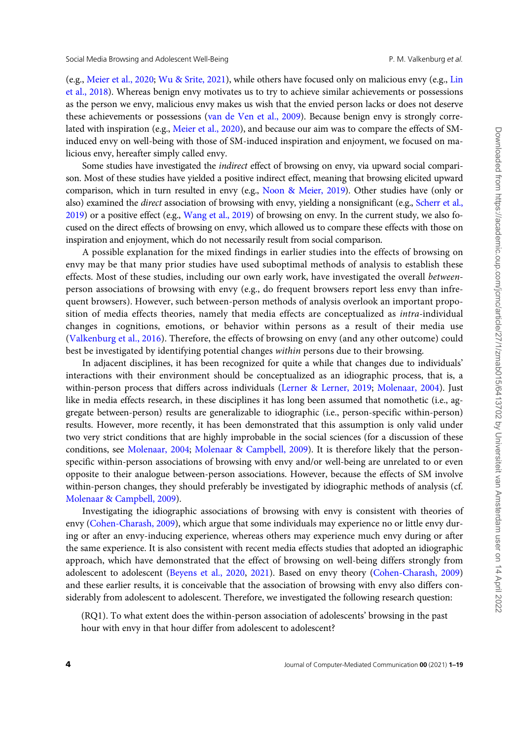(e.g., Meier et al., 2020; Wu & Srite, 2021), while others have focused only on malicious envy (e.g., Lin et al., 2018). Whereas benign envy motivates us to try to achieve similar achievements or possessions as the person we envy, malicious envy makes us wish that the envied person lacks or does not deserve these achievements or possessions (van de Ven et al., 2009). Because benign envy is strongly correlated with inspiration (e.g., Meier et al., 2020), and because our aim was to compare the effects of SM-induced envy on well-being with those of SM-induced inspiration and enjoyment, we focused on malicious envy, hereafter simply called envy.

Some studies have investigated the *indirect* effect of browsing on envy, via upward social comparison. Most of these studies have yielded a positive indirect effect, meaning that browsing elicited upward comparison, which in turn resulted in envy (e.g., Noon & Meier, 2019). Other studies have (only or also) examined the *direct* association of browsing with envy, yielding a nonsignificant (e.g., Scherr et al., 2019) or a positive effect (e.g., Wang et al., 2019) of browsing on envy. In the current study, we also focused on the direct effects of browsing on envy, which allowed us to compare these effects with those on inspiration and enjoyment, which do not necessarily result from social comparison.

A possible explanation for the mixed findings in earlier studies into the effects of browsing on envy may be that many prior studies have used suboptimal methods of analysis to establish these effects. Most of these studies, including our own early work, have investigated the overall *between*-person associations of browsing with envy (e.g., do frequent browsers report less envy than infrequent browsers). However, such between-person methods of analysis overlook an important proposition of media effects theories, namely that media effects are conceptualized as *intra*-individual changes in cognitions, emotions, or behavior within persons as a result of their media use (Valkenburg et al., 2016). Therefore, the effects of browsing on envy (and any other outcome) could best be investigated by identifying potential changes *within* persons due to their browsing.

In adjacent disciplines, it has been recognized for quite a while that changes due to individuals' interactions with their environment should be conceptualized as an idiographic process, that is, a within-person process that differs across individuals (Lerner & Lerner, 2019; Molenaar, 2004). Just like in media effects research, in these disciplines it has long been assumed that nomothetic (i.e., aggregate between-person) results are generalizable to idiographic (i.e., person-specific within-person) results. However, more recently, it has been demonstrated that this assumption is only valid under two very strict conditions that are highly improbable in the social sciences (for a discussion of these conditions, see Molenaar, 2004; Molenaar & Campbell, 2009). It is therefore likely that the person-specific within-person associations of browsing with envy and/or well-being are unrelated to or even opposite to their analogue between-person associations. However, because the effects of SM involve within-person changes, they should preferably be investigated by idiographic methods of analysis (cf. Molenaar & Campbell, 2009).

Investigating the idiographic associations of browsing with envy is consistent with theories of envy (Cohen-Charash, 2009), which argue that some individuals may experience no or little envy during or after an envy-inducing experience, whereas others may experience much envy during or after the same experience. It is also consistent with recent media effects studies that adopted an idiographic approach, which have demonstrated that the effect of browsing on well-being differs strongly from adolescent to adolescent (Beyens et al., 2020, 2021). Based on envy theory (Cohen-Charash, 2009) and these earlier results, it is conceivable that the association of browsing with envy also differs considerably from adolescent to adolescent. Therefore, we investigated the following research question:

(RQ1). To what extent does the within-person association of adolescents' browsing in the past hour with envy in that hour differ from adolescent to adolescent?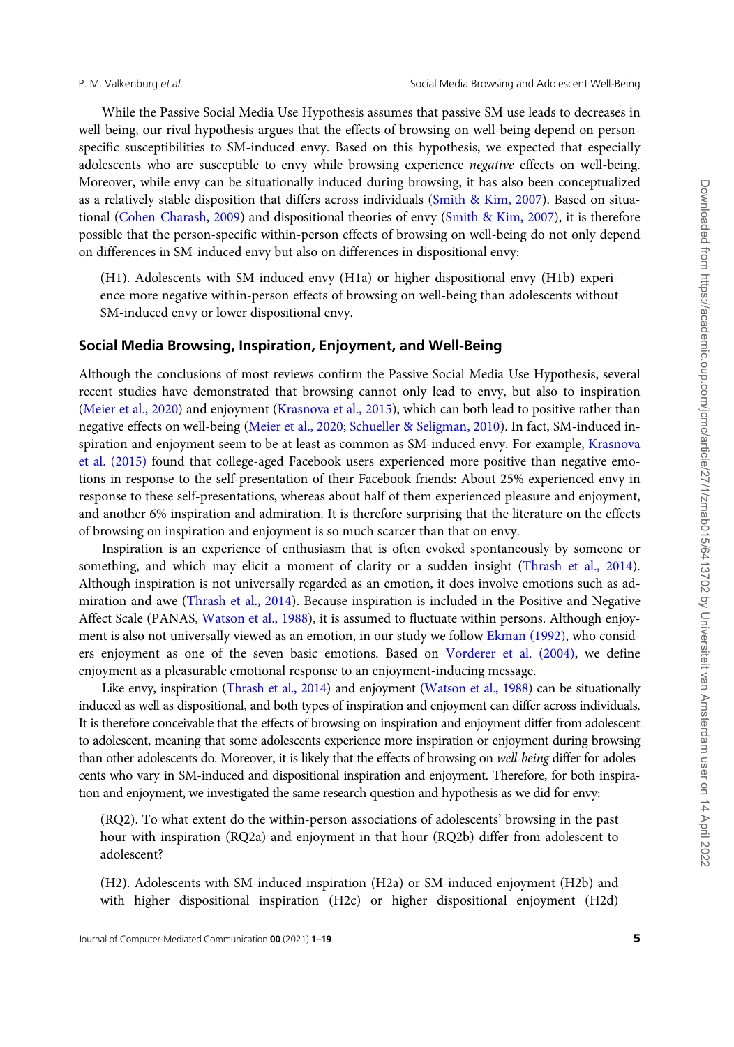While the Passive Social Media Use Hypothesis assumes that passive SM use leads to decreases in well-being, our rival hypothesis argues that the effects of browsing on well-being depend on person-specific susceptibilities to SM-induced envy. Based on this hypothesis, we expected that especially adolescents who are susceptible to envy while browsing experience *negative* effects on well-being. Moreover, while envy can be situationally induced during browsing, it has also been conceptualized as a relatively stable disposition that differs across individuals (Smith & Kim, 2007). Based on situational (Cohen-Charash, 2009) and dispositional theories of envy (Smith & Kim, 2007), it is therefore possible that the person-specific within-person effects of browsing on well-being do not only depend on differences in SM-induced envy but also on differences in dispositional envy:

(H1). Adolescents with SM-induced envy (H1a) or higher dispositional envy (H1b) experience more negative within-person effects of browsing on well-being than adolescents without SM-induced envy or lower dispositional envy.

## Social Media Browsing, Inspiration, Enjoyment, and Well-Being

Although the conclusions of most reviews confirm the Passive Social Media Use Hypothesis, several recent studies have demonstrated that browsing cannot only lead to envy, but also to inspiration (Meier et al., 2020) and enjoyment (Krasnova et al., 2015), which can both lead to positive rather than negative effects on well-being (Meier et al., 2020; Schueller & Seligman, 2010). In fact, SM-induced inspiration and enjoyment seem to be at least as common as SM-induced envy. For example, Krasnova et al. (2015) found that college-aged Facebook users experienced more positive than negative emotions in response to the self-presentation of their Facebook friends: About 25% experienced envy in response to these self-presentations, whereas about half of them experienced pleasure and enjoyment, and another 6% inspiration and admiration. It is therefore surprising that the literature on the effects of browsing on inspiration and enjoyment is so much scarcer than that on envy.

Inspiration is an experience of enthusiasm that is often evoked spontaneously by someone or something, and which may elicit a moment of clarity or a sudden insight (Thrash et al., 2014). Although inspiration is not universally regarded as an emotion, it does involve emotions such as admiration and awe (Thrash et al., 2014). Because inspiration is included in the Positive and Negative Affect Scale (PANAS, Watson et al., 1988), it is assumed to fluctuate within persons. Although enjoyment is also not universally viewed as an emotion, in our study we follow Ekman (1992), who considers enjoyment as one of the seven basic emotions. Based on Vorderer et al. (2004), we define enjoyment as a pleasurable emotional response to an enjoyment-inducing message.

Like envy, inspiration (Thrash et al., 2014) and enjoyment (Watson et al., 1988) can be situationally induced as well as dispositional, and both types of inspiration and enjoyment can differ across individuals. It is therefore conceivable that the effects of browsing on inspiration and enjoyment differ from adolescent to adolescent, meaning that some adolescents experience more inspiration or enjoyment during browsing than other adolescents do. Moreover, it is likely that the effects of browsing on *well-being* differ for adolescents who vary in SM-induced and dispositional inspiration and enjoyment. Therefore, for both inspiration and enjoyment, we investigated the same research question and hypothesis as we did for envy:

(RQ2). To what extent do the within-person associations of adolescents' browsing in the past hour with inspiration (RQ2a) and enjoyment in that hour (RQ2b) differ from adolescent to adolescent?

(H2). Adolescents with SM-induced inspiration (H2a) or SM-induced enjoyment (H2b) and with higher dispositional inspiration (H2c) or higher dispositional enjoyment (H2d)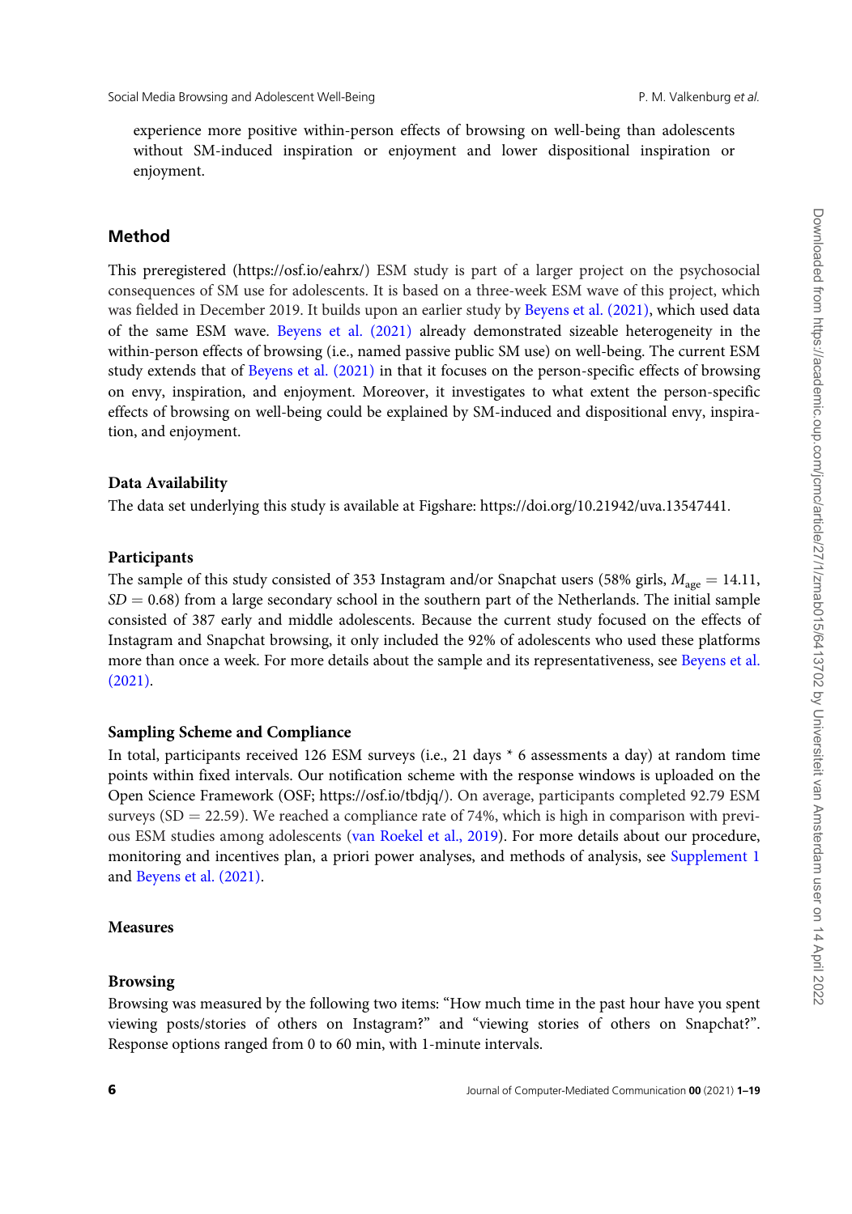experience more positive within-person effects of browsing on well-being than adolescents without SM-induced inspiration or enjoyment and lower dispositional inspiration or enjoyment.

## Method

This preregistered (https://osf.io/eahrx/) ESM study is part of a larger project on the psychosocial consequences of SM use for adolescents. It is based on a three-week ESM wave of this project, which was fielded in December 2019. It builds upon an earlier study by Beyens et al. (2021), which used data of the same ESM wave. Beyens et al. (2021) already demonstrated sizeable heterogeneity in the within-person effects of browsing (i.e., named passive public SM use) on well-being. The current ESM study extends that of Beyens et al. (2021) in that it focuses on the person-specific effects of browsing on envy, inspiration, and enjoyment. Moreover, it investigates to what extent the person-specific effects of browsing on well-being could be explained by SM-induced and dispositional envy, inspiration, and enjoyment.

### Data Availability

The data set underlying this study is available at Figshare: https://doi.org/10.21942/uva.13547441.

### Participants

The sample of this study consisted of 353 Instagram and/or Snapchat users (58% girls, $M_{age} = 14.11$, $SD = 0.68$) from a large secondary school in the southern part of the Netherlands. The initial sample consisted of 387 early and middle adolescents. Because the current study focused on the effects of Instagram and Snapchat browsing, it only included the 92% of adolescents who used these platforms more than once a week. For more details about the sample and its representativeness, see Beyens et al. (2021).

### Sampling Scheme and Compliance

In total, participants received 126 ESM surveys (i.e., 21 days * 6 assessments a day) at random time points within fixed intervals. Our notification scheme with the response windows is uploaded on the Open Science Framework (OSF; https://osf.io/tbdjq/). On average, participants completed 92.79 ESM surveys (SD = 22.59). We reached a compliance rate of 74%, which is high in comparison with previous ESM studies among adolescents (van Roekel et al., 2019). For more details about our procedure, monitoring and incentives plan, a priori power analyses, and methods of analysis, see Supplement 1 and Beyens et al. (2021).

### Measures

### Browsing

Browsing was measured by the following two items: "How much time in the past hour have you spent viewing posts/stories of others on Instagram?" and "viewing stories of others on Snapchat?". Response options ranged from 0 to 60 min, with 1-minute intervals.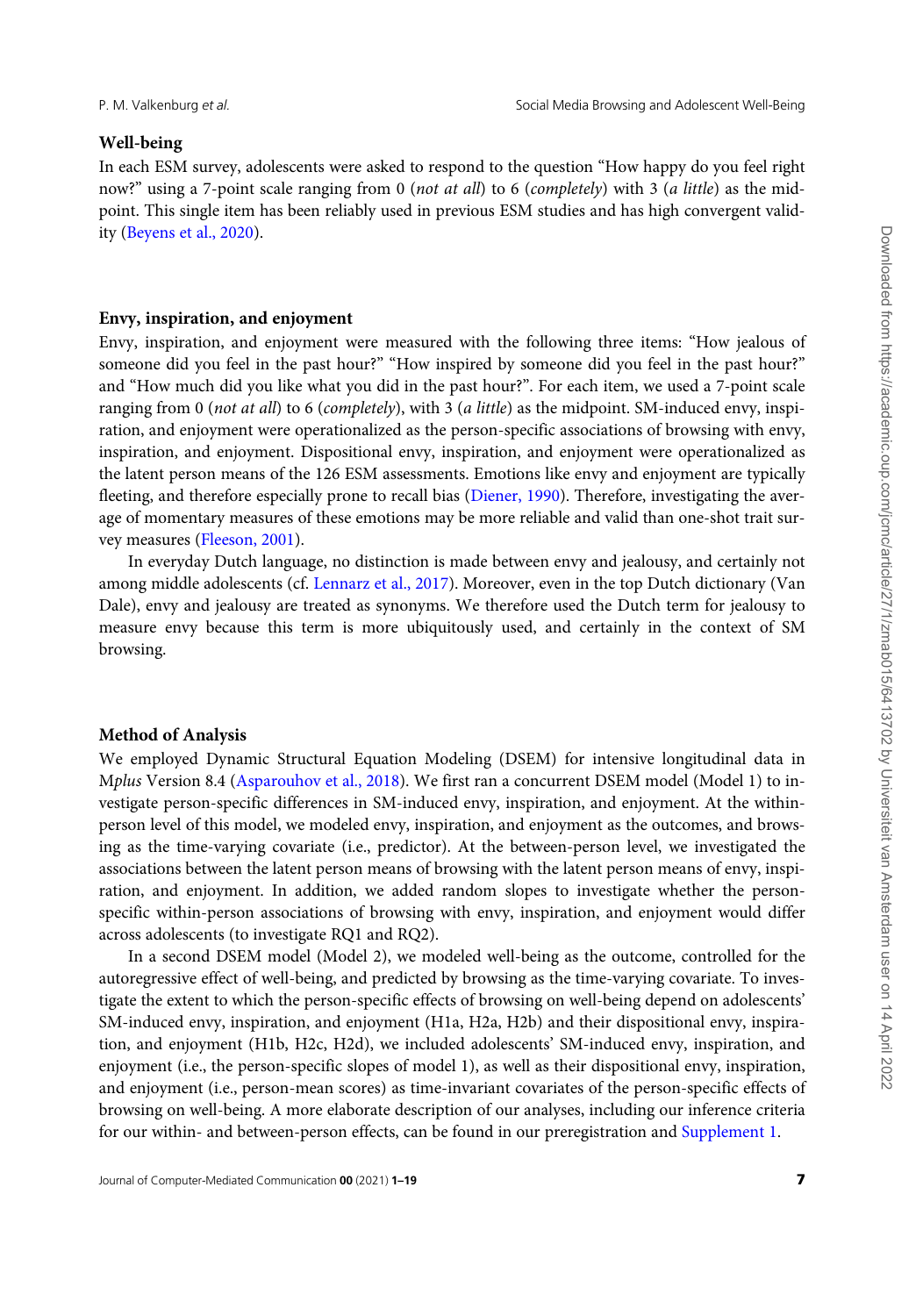### Well-being

In each ESM survey, adolescents were asked to respond to the question "How happy do you feel right now?" using a 7-point scale ranging from 0 (*not at all*) to 6 (*completely*) with 3 (*a little*) as the midpoint. This single item has been reliably used in previous ESM studies and has high convergent validity (Beyens et al., 2020).

### Envy, inspiration, and enjoyment

Envy, inspiration, and enjoyment were measured with the following three items: "How jealous of someone did you feel in the past hour?" "How inspired by someone did you feel in the past hour?" and "How much did you like what you did in the past hour?". For each item, we used a 7-point scale ranging from 0 (*not at all*) to 6 (*completely*), with 3 (*a little*) as the midpoint. SM-induced envy, inspiration, and enjoyment were operationalized as the person-specific associations of browsing with envy, inspiration, and enjoyment. Dispositional envy, inspiration, and enjoyment were operationalized as the latent person means of the 126 ESM assessments. Emotions like envy and enjoyment are typically fleeting, and therefore especially prone to recall bias (Diener, 1990). Therefore, investigating the average of momentary measures of these emotions may be more reliable and valid than one-shot trait survey measures (Fleeson, 2001).

In everyday Dutch language, no distinction is made between envy and jealousy, and certainly not among middle adolescents (cf. Lennarz et al., 2017). Moreover, even in the top Dutch dictionary (Van Dale), envy and jealousy are treated as synonyms. We therefore used the Dutch term for jealousy to measure envy because this term is more ubiquitously used, and certainly in the context of SM browsing.

### Method of Analysis

We employed Dynamic Structural Equation Modeling (DSEM) for intensive longitudinal data in M*plus* Version 8.4 (Asparouhov et al., 2018). We first ran a concurrent DSEM model (Model 1) to investigate person-specific differences in SM-induced envy, inspiration, and enjoyment. At the within-person level of this model, we modeled envy, inspiration, and enjoyment as the outcomes, and browsing as the time-varying covariate (i.e., predictor). At the between-person level, we investigated the associations between the latent person means of browsing with the latent person means of envy, inspiration, and enjoyment. In addition, we added random slopes to investigate whether the person-specific within-person associations of browsing with envy, inspiration, and enjoyment would differ across adolescents (to investigate RQ1 and RQ2).

In a second DSEM model (Model 2), we modeled well-being as the outcome, controlled for the autoregressive effect of well-being, and predicted by browsing as the time-varying covariate. To investigate the extent to which the person-specific effects of browsing on well-being depend on adolescents' SM-induced envy, inspiration, and enjoyment (H1a, H2a, H2b) and their dispositional envy, inspiration, and enjoyment (H1b, H2c, H2d), we included adolescents' SM-induced envy, inspiration, and enjoyment (i.e., the person-specific slopes of model 1), as well as their dispositional envy, inspiration, and enjoyment (i.e., person-mean scores) as time-invariant covariates of the person-specific effects of browsing on well-being. A more elaborate description of our analyses, including our inference criteria for our within- and between-person effects, can be found in our preregistration and Supplement 1.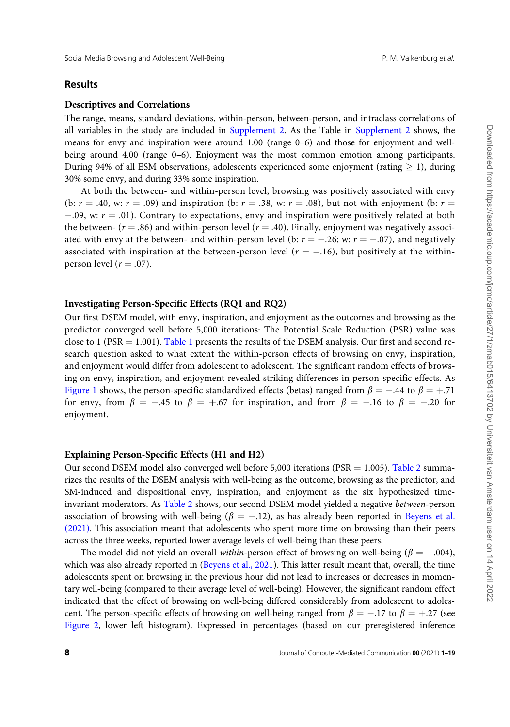## Results

### Descriptives and Correlations

The range, means, standard deviations, within-person, between-person, and intraclass correlations of all variables in the study are included in Supplement 2. As the Table in Supplement 2 shows, the means for envy and inspiration were around 1.00 (range 0–6) and those for enjoyment and well-being around 4.00 (range 0–6). Enjoyment was the most common emotion among participants. During 94% of all ESM observations, adolescents experienced some enjoyment (rating $\geq$ 1), during 30% some envy, and during 33% some inspiration.

At both the between- and within-person level, browsing was positively associated with envy (b: $r$ = .40, w: $r$ = .09) and inspiration (b: $r$ = .38, w: $r$ = .08), but not with enjoyment (b: $r$ = −.09, w: $r$ = .01). Contrary to expectations, envy and inspiration were positively related at both the between- ($r$ = .86) and within-person level ($r$ = .40). Finally, enjoyment was negatively associated with envy at the between- and within-person level (b: $r$ = −.26; w: $r$ = −.07), and negatively associated with inspiration at the between-person level ($r$ = −.16), but positively at the within-person level ($r$ = .07).

### Investigating Person-Specific Effects (RQ1 and RQ2)

Our first DSEM model, with envy, inspiration, and enjoyment as the outcomes and browsing as the predictor converged well before 5,000 iterations: The Potential Scale Reduction (PSR) value was close to 1 (PSR = 1.001). Table 1 presents the results of the DSEM analysis. Our first and second research question asked to what extent the within-person effects of browsing on envy, inspiration, and enjoyment would differ from adolescent to adolescent. The significant random effects of browsing on envy, inspiration, and enjoyment revealed striking differences in person-specific effects. As Figure 1 shows, the person-specific standardized effects (betas) ranged from $\beta$ = −.44 to $\beta$ = +.71 for envy, from $\beta$ = −.45 to $\beta$ = +.67 for inspiration, and from $\beta$ = −.16 to $\beta$ = +.20 for enjoyment.

### Explaining Person-Specific Effects (H1 and H2)

Our second DSEM model also converged well before 5,000 iterations (PSR = 1.005). Table 2 summarizes the results of the DSEM analysis with well-being as the outcome, browsing as the predictor, and SM-induced and dispositional envy, inspiration, and enjoyment as the six hypothesized time-invariant moderators. As Table 2 shows, our second DSEM model yielded a negative *between*-person association of browsing with well-being ($\beta$ = −.12), as has already been reported in Beyens et al. (2021). This association meant that adolescents who spent more time on browsing than their peers across the three weeks, reported lower average levels of well-being than these peers.

The model did not yield an overall *within*-person effect of browsing on well-being ($\beta$ = −.004), which was also already reported in (Beyens et al., 2021). This latter result meant that, overall, the time adolescents spent on browsing in the previous hour did not lead to increases or decreases in momentary well-being (compared to their average level of well-being). However, the significant random effect indicated that the effect of browsing on well-being differed considerably from adolescent to adolescent. The person-specific effects of browsing on well-being ranged from $\beta$ = −.17 to $\beta$ = +.27 (see Figure 2, lower left histogram). Expressed in percentages (based on our preregistered inference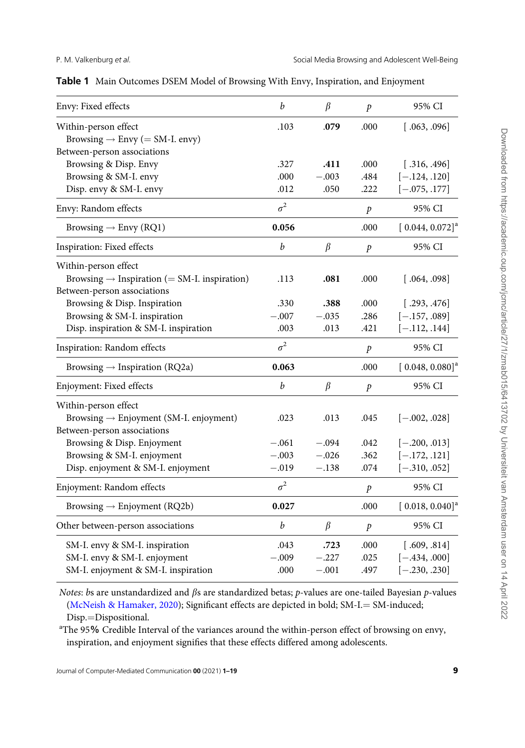**Table 1** Main Outcomes DSEM Model of Browsing With Envy, Inspiration, and Enjoyment

| Envy: Fixed effects | $b$ | $\beta$ | $p$ | 95% CI |
|---|---|---|---|---|
| Within-person effect | | | | |
| Browsing → Envy (= SM-I. envy) | .103 | **.079** | .000 | [ .063, .096] |
| Between-person associations | | | | |
| Browsing & Disp. Envy | .327 | **.411** | .000 | [ .316, .496] |
| Browsing & SM-I. envy | .000 | −.003 | .484 | [−.124, .120] |
| Disp. envy & SM-I. envy | .012 | .050 | .222 | [−.075, .177] |
| **Envy: Random effects** | $\sigma^2$ | | $p$ | 95% CI |
| Browsing → Envy (RQ1) | **0.056** | | .000 | [ 0.044, 0.072][a] |
| **Inspiration: Fixed effects** | $b$ | $\beta$ | $p$ | 95% CI |
| Within-person effect | | | | |
| Browsing → Inspiration (= SM-I. inspiration) | .113 | **.081** | .000 | [ .064, .098] |
| Between-person associations | | | | |
| Browsing & Disp. Inspiration | .330 | **.388** | .000 | [ .293, .476] |
| Browsing & SM-I. inspiration | −.007 | −.035 | .286 | [−.157, .089] |
| Disp. inspiration & SM-I. inspiration | .003 | .013 | .421 | [−.112, .144] |
| **Inspiration: Random effects** | $\sigma^2$ | | $p$ | 95% CI |
| Browsing → Inspiration (RQ2a) | **0.063** | | .000 | [ 0.048, 0.080][a] |
| **Enjoyment: Fixed effects** | $b$ | $\beta$ | $p$ | 95% CI |
| Within-person effect | | | | |
| Browsing → Enjoyment (SM-I. enjoyment) | .023 | .013 | .045 | [−.002, .028] |
| Between-person associations | | | | |
| Browsing & Disp. Enjoyment | −.061 | −.094 | .042 | [−.200, .013] |
| Browsing & SM-I. enjoyment | −.003 | −.026 | .362 | [−.172, .121] |
| Disp. enjoyment & SM-I. enjoyment | −.019 | −.138 | .074 | [−.310, .052] |
| **Enjoyment: Random effects** | $\sigma^2$ | | $p$ | 95% CI |
| Browsing → Enjoyment (RQ2b) | **0.027** | | .000 | [ 0.018, 0.040][a] |
| **Other between-person associations** | $b$ | $\beta$ | $p$ | 95% CI |
| SM-I. envy & SM-I. inspiration | .043 | **.723** | .000 | [ .609, .814] |
| SM-I. envy & SM-I. enjoyment | −.009 | −.227 | .025 | [−.434, .000] |
| SM-I. enjoyment & SM-I. inspiration | .000 | −.001 | .497 | [−.230, .230] |

*Notes*: *b*s are unstandardized and *β*s are standardized betas; *p*-values are one-tailed Bayesian *p*-values (McNeish & Hamaker, 2020); Significant effects are depicted in bold; SM-I.= SM-induced; Disp.=Dispositional.

[a]The 95% Credible Interval of the variances around the within-person effect of browsing on envy, inspiration, and enjoyment signifies that these effects differed among adolescents.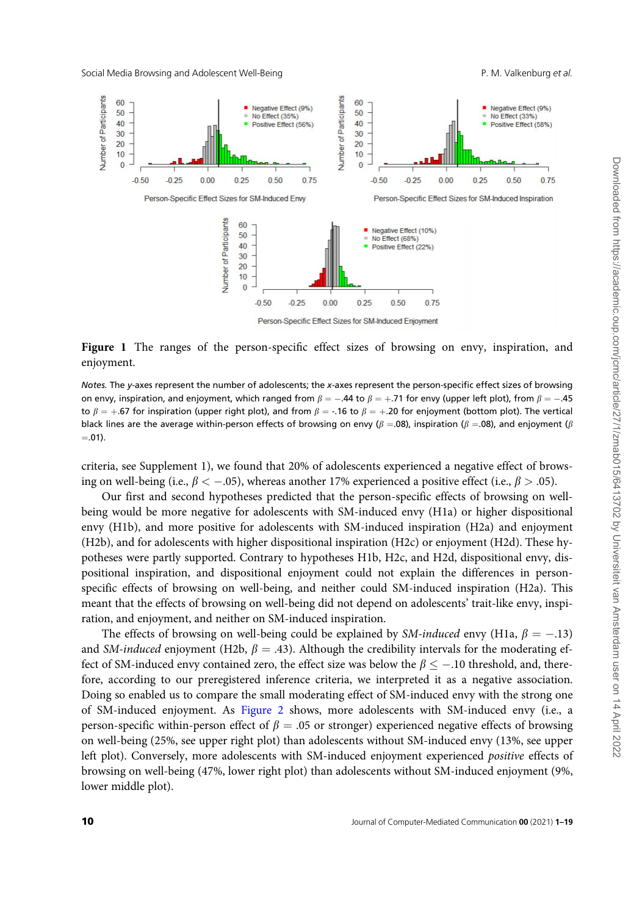**Figure 1** The ranges of the person-specific effect sizes of browsing on envy, inspiration, and enjoyment.

*Notes.* The *y*-axes represent the number of adolescents; the *x*-axes represent the person-specific effect sizes of browsing on envy, inspiration, and enjoyment, which ranged from $\beta = -.44$ to $\beta = +.71$ for envy (upper left plot), from $\beta = -.45$ to $\beta = +.67$ for inspiration (upper right plot), and from $\beta =$ -.16 to $\beta = +.20$ for enjoyment (bottom plot). The vertical black lines are the average within-person effects of browsing on envy ($\beta$ =.08), inspiration ($\beta$ =.08), and enjoyment ($\beta$ =.01).

criteria, see Supplement 1), we found that 20% of adolescents experienced a negative effect of browsing on well-being (i.e., $\beta < -.05$), whereas another 17% experienced a positive effect (i.e., $\beta > .05$).

Our first and second hypotheses predicted that the person-specific effects of browsing on well-being would be more negative for adolescents with SM-induced envy (H1a) or higher dispositional envy (H1b), and more positive for adolescents with SM-induced inspiration (H2a) and enjoyment (H2b), and for adolescents with higher dispositional inspiration (H2c) or enjoyment (H2d). These hypotheses were partly supported. Contrary to hypotheses H1b, H2c, and H2d, dispositional envy, dispositional inspiration, and dispositional enjoyment could not explain the differences in person-specific effects of browsing on well-being, and neither could SM-induced inspiration (H2a). This meant that the effects of browsing on well-being did not depend on adolescents' trait-like envy, inspiration, and enjoyment, and neither on SM-induced inspiration.

The effects of browsing on well-being could be explained by *SM-induced* envy (H1a, $\beta = -.13$) and *SM-induced* enjoyment (H2b, $\beta = .43$). Although the credibility intervals for the moderating effect of SM-induced envy contained zero, the effect size was below the $\beta \leq -.10$ threshold, and, therefore, according to our preregistered inference criteria, we interpreted it as a negative association. Doing so enabled us to compare the small moderating effect of SM-induced envy with the strong one of SM-induced enjoyment. As Figure 2 shows, more adolescents with SM-induced envy (i.e., a person-specific within-person effect of $\beta = .05$ or stronger) experienced negative effects of browsing on well-being (25%, see upper right plot) than adolescents without SM-induced envy (13%, see upper left plot). Conversely, more adolescents with SM-induced enjoyment experienced *positive* effects of browsing on well-being (47%, lower right plot) than adolescents without SM-induced enjoyment (9%, lower middle plot).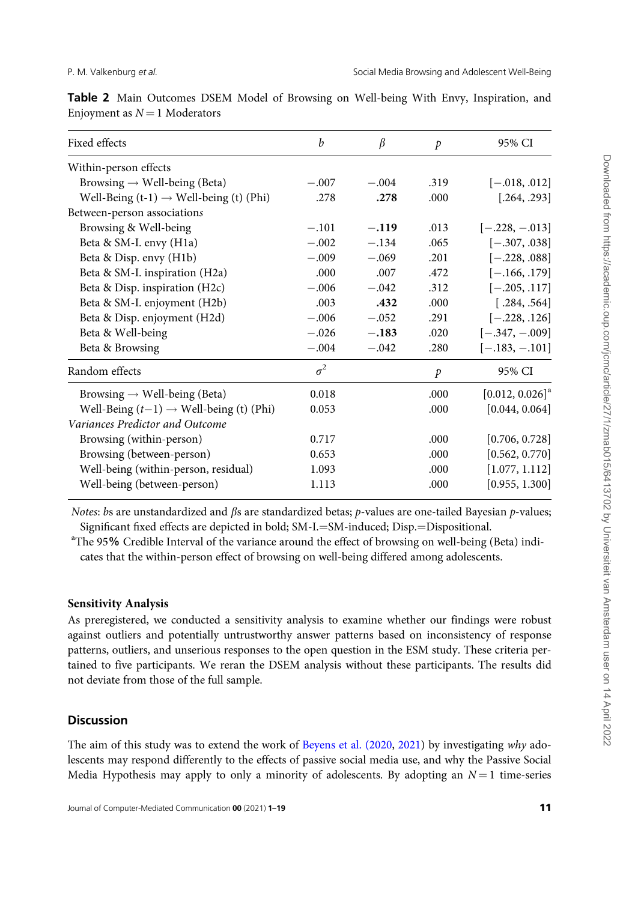**Table 2** Main Outcomes DSEM Model of Browsing on Well-being With Envy, Inspiration, and Enjoyment as $N = 1$ Moderators

| Fixed effects | $b$ | $\beta$ | $p$ | 95% CI |
|---|---|---|---|---|
| Within-person effects | | | | |
| Browsing → Well-being (Beta) | −.007 | −.004 | .319 | [−.018, .012] |
| Well-Being (t-1) → Well-being (t) (Phi) | .278 | **.278** | .000 | [.264, .293] |
| Between-person associations | | | | |
| Browsing & Well-being | −.101 | **−.119** | .013 | [−.228, −.013] |
| Beta & SM-I. envy (H1a) | −.002 | −.134 | .065 | [−.307, .038] |
| Beta & Disp. envy (H1b) | −.009 | −.069 | .201 | [−.228, .088] |
| Beta & SM-I. inspiration (H2a) | .000 | .007 | .472 | [−.166, .179] |
| Beta & Disp. inspiration (H2c) | −.006 | −.042 | .312 | [−.205, .117] |
| Beta & SM-I. enjoyment (H2b) | .003 | **.432** | .000 | [.284, .564] |
| Beta & Disp. enjoyment (H2d) | −.006 | −.052 | .291 | [−.228, .126] |
| Beta & Well-being | −.026 | **−.183** | .020 | [−.347, −.009] |
| Beta & Browsing | −.004 | −.042 | .280 | [−.183, −.101] |
| **Random effects** | $\sigma^2$ | | $p$ | 95% CI |
| Browsing → Well-being (Beta) | 0.018 | | .000 | [0.012, 0.026][a] |
| Well-Being ($t$−1) → Well-being (t) (Phi) | 0.053 | | .000 | [0.044, 0.064] |
| *Variances Predictor and Outcome* | | | | |
| Browsing (within-person) | 0.717 | | .000 | [0.706, 0.728] |
| Browsing (between-person) | 0.653 | | .000 | [0.562, 0.770] |
| Well-being (within-person, residual) | 1.093 | | .000 | [1.077, 1.112] |
| Well-being (between-person) | 1.113 | | .000 | [0.955, 1.300] |

*Notes*: $b$s are unstandardized and $\beta$s are standardized betas; $p$-values are one-tailed Bayesian $p$-values; Significant fixed effects are depicted in bold; SM-I.=SM-induced; Disp.=Dispositional.

[a]The 95% Credible Interval of the variance around the effect of browsing on well-being (Beta) indicates that the within-person effect of browsing on well-being differed among adolescents.

### Sensitivity Analysis

As preregistered, we conducted a sensitivity analysis to examine whether our findings were robust against outliers and potentially untrustworthy answer patterns based on inconsistency of response patterns, outliers, and unserious responses to the open question in the ESM study. These criteria pertained to five participants. We reran the DSEM analysis without these participants. The results did not deviate from those of the full sample.

## Discussion

The aim of this study was to extend the work of Beyens et al. (2020, 2021) by investigating *why* adolescents may respond differently to the effects of passive social media use, and why the Passive Social Media Hypothesis may apply to only a minority of adolescents. By adopting an $N = 1$ time-series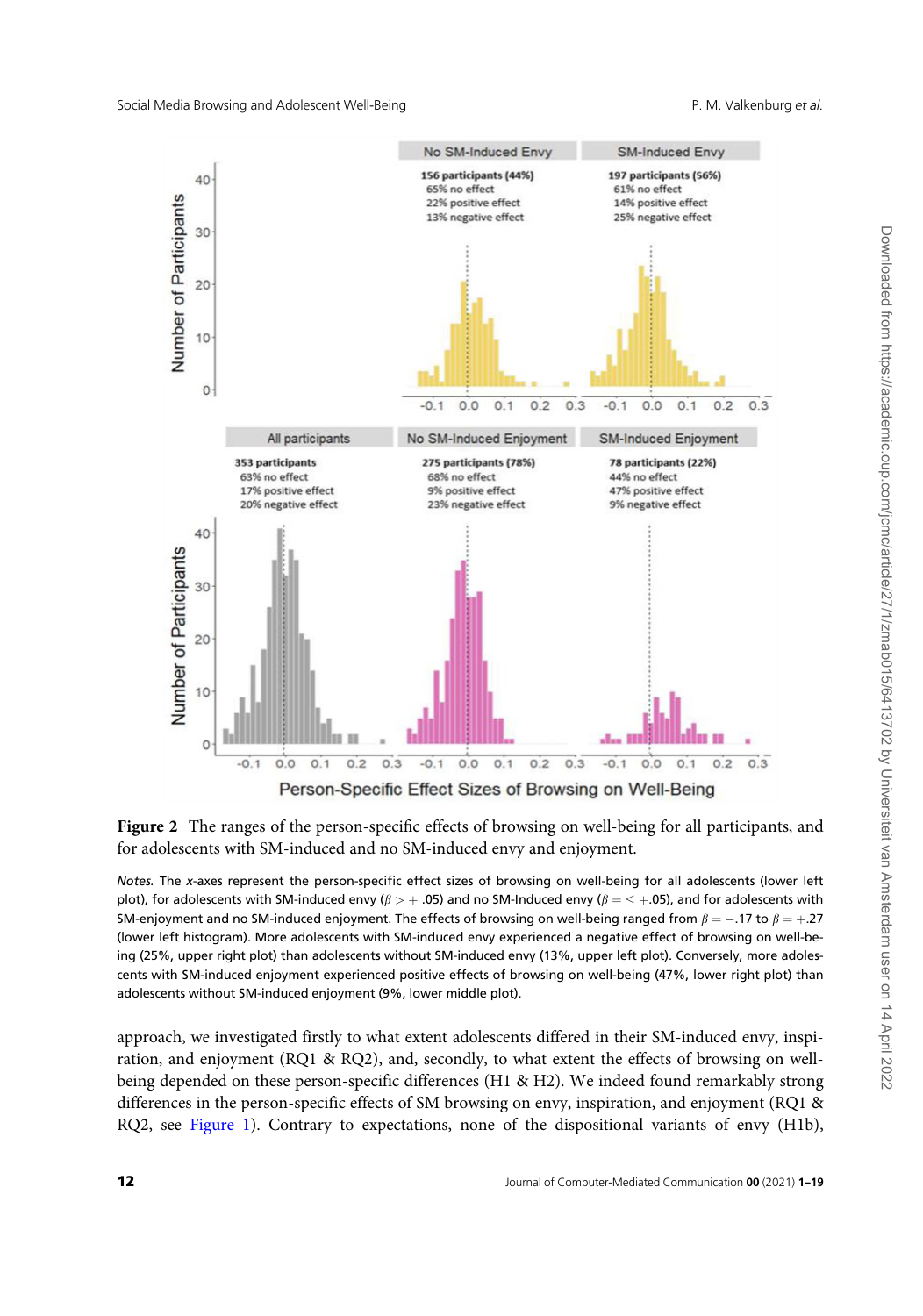**Figure 2** The ranges of the person-specific effects of browsing on well-being for all participants, and for adolescents with SM-induced and no SM-induced envy and enjoyment.

*Notes.* The *x*-axes represent the person-specific effect sizes of browsing on well-being for all adolescents (lower left plot), for adolescents with SM-induced envy ($\beta > +.05$) and no SM-Induced envy ($\beta = \leq +.05$), and for adolescents with SM-enjoyment and no SM-induced enjoyment. The effects of browsing on well-being ranged from $\beta = -.17$ to $\beta = +.27$ (lower left histogram). More adolescents with SM-induced envy experienced a negative effect of browsing on well-being (25%, upper right plot) than adolescents without SM-induced envy (13%, upper left plot). Conversely, more adolescents with SM-induced enjoyment experienced positive effects of browsing on well-being (47%, lower right plot) than adolescents without SM-induced enjoyment (9%, lower middle plot).

approach, we investigated firstly to what extent adolescents differed in their SM-induced envy, inspiration, and enjoyment (RQ1 & RQ2), and, secondly, to what extent the effects of browsing on well-being depended on these person-specific differences (H1 & H2). We indeed found remarkably strong differences in the person-specific effects of SM browsing on envy, inspiration, and enjoyment (RQ1 & RQ2, see Figure 1). Contrary to expectations, none of the dispositional variants of envy (H1b),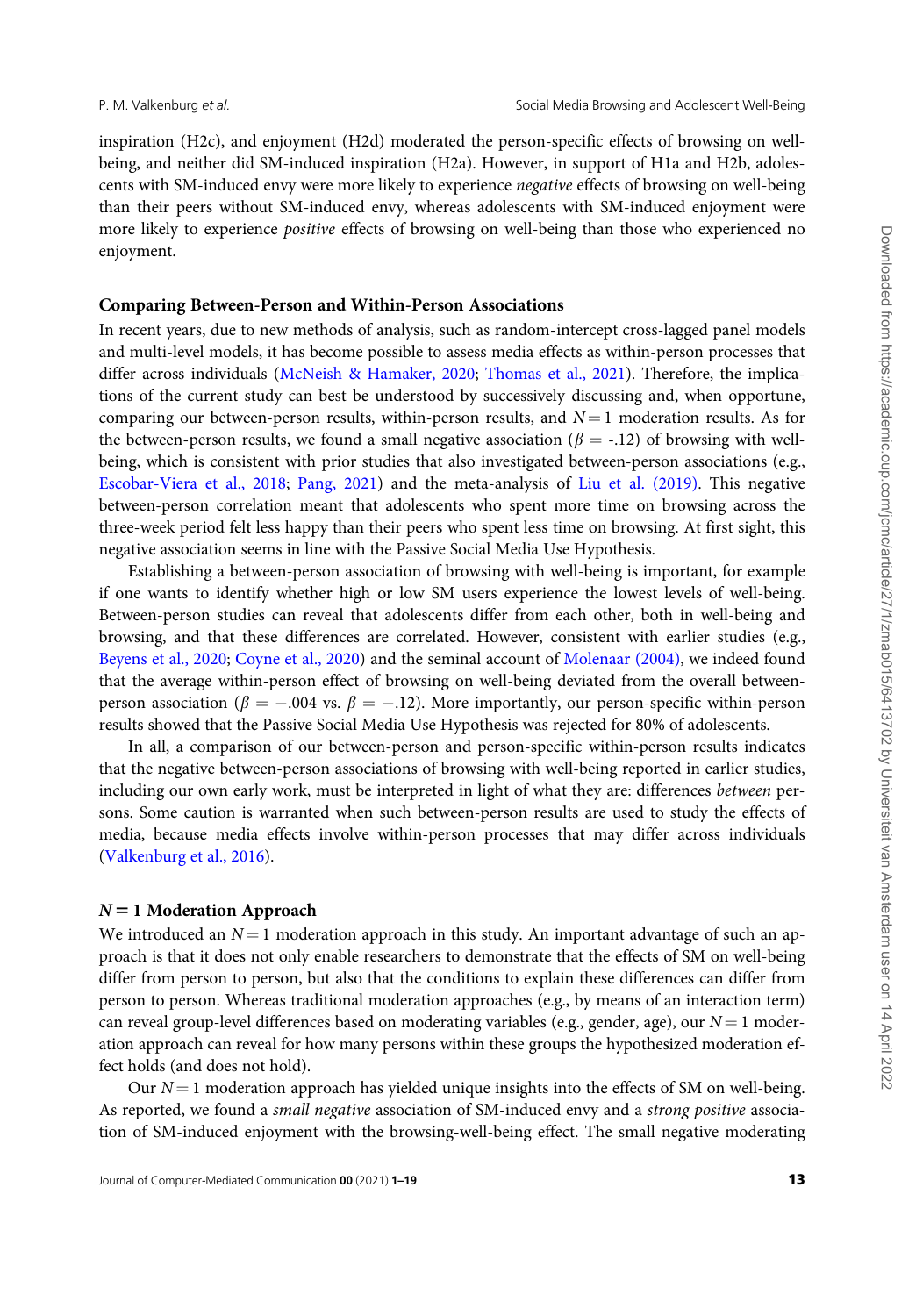inspiration (H2c), and enjoyment (H2d) moderated the person-specific effects of browsing on well-being, and neither did SM-induced inspiration (H2a). However, in support of H1a and H2b, adolescents with SM-induced envy were more likely to experience *negative* effects of browsing on well-being than their peers without SM-induced envy, whereas adolescents with SM-induced enjoyment were more likely to experience *positive* effects of browsing on well-being than those who experienced no enjoyment.

### Comparing Between-Person and Within-Person Associations

In recent years, due to new methods of analysis, such as random-intercept cross-lagged panel models and multi-level models, it has become possible to assess media effects as within-person processes that differ across individuals (McNeish & Hamaker, 2020; Thomas et al., 2021). Therefore, the implications of the current study can best be understood by successively discussing and, when opportune, comparing our between-person results, within-person results, and $N = 1$ moderation results. As for the between-person results, we found a small negative association ($\beta$ = -.12) of browsing with well-being, which is consistent with prior studies that also investigated between-person associations (e.g., Escobar-Viera et al., 2018; Pang, 2021) and the meta-analysis of Liu et al. (2019). This negative between-person correlation meant that adolescents who spent more time on browsing across the three-week period felt less happy than their peers who spent less time on browsing. At first sight, this negative association seems in line with the Passive Social Media Use Hypothesis.

Establishing a between-person association of browsing with well-being is important, for example if one wants to identify whether high or low SM users experience the lowest levels of well-being. Between-person studies can reveal that adolescents differ from each other, both in well-being and browsing, and that these differences are correlated. However, consistent with earlier studies (e.g., Beyens et al., 2020; Coyne et al., 2020) and the seminal account of Molenaar (2004), we indeed found that the average within-person effect of browsing on well-being deviated from the overall between-person association ($\beta = -.004$ vs. $\beta = -.12$). More importantly, our person-specific within-person results showed that the Passive Social Media Use Hypothesis was rejected for 80% of adolescents.

In all, a comparison of our between-person and person-specific within-person results indicates that the negative between-person associations of browsing with well-being reported in earlier studies, including our own early work, must be interpreted in light of what they are: differences *between* persons. Some caution is warranted when such between-person results are used to study the effects of media, because media effects involve within-person processes that may differ across individuals (Valkenburg et al., 2016).

### $N = 1$ Moderation Approach

We introduced an $N = 1$ moderation approach in this study. An important advantage of such an approach is that it does not only enable researchers to demonstrate that the effects of SM on well-being differ from person to person, but also that the conditions to explain these differences can differ from person to person. Whereas traditional moderation approaches (e.g., by means of an interaction term) can reveal group-level differences based on moderating variables (e.g., gender, age), our $N = 1$ moderation approach can reveal for how many persons within these groups the hypothesized moderation effect holds (and does not hold).

Our $N = 1$ moderation approach has yielded unique insights into the effects of SM on well-being. As reported, we found a *small negative* association of SM-induced envy and a *strong positive* association of SM-induced enjoyment with the browsing-well-being effect. The small negative moderating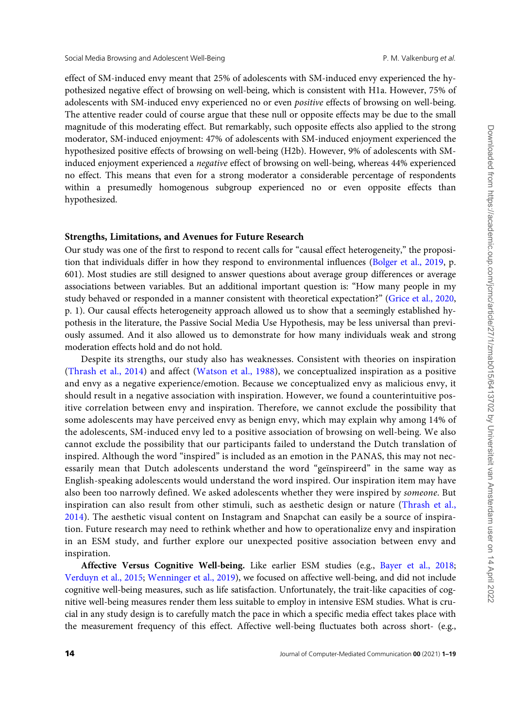effect of SM-induced envy meant that 25% of adolescents with SM-induced envy experienced the hypothesized negative effect of browsing on well-being, which is consistent with H1a. However, 75% of adolescents with SM-induced envy experienced no or even *positive* effects of browsing on well-being. The attentive reader could of course argue that these null or opposite effects may be due to the small magnitude of this moderating effect. But remarkably, such opposite effects also applied to the strong moderator, SM-induced enjoyment: 47% of adolescents with SM-induced enjoyment experienced the hypothesized positive effects of browsing on well-being (H2b). However, 9% of adolescents with SM-induced enjoyment experienced a *negative* effect of browsing on well-being, whereas 44% experienced no effect. This means that even for a strong moderator a considerable percentage of respondents within a presumedly homogenous subgroup experienced no or even opposite effects than hypothesized.

## Strengths, Limitations, and Avenues for Future Research

Our study was one of the first to respond to recent calls for "causal effect heterogeneity," the proposition that individuals differ in how they respond to environmental influences (Bolger et al., 2019, p. 601). Most studies are still designed to answer questions about average group differences or average associations between variables. But an additional important question is: "How many people in my study behaved or responded in a manner consistent with theoretical expectation?" (Grice et al., 2020, p. 1). Our causal effects heterogeneity approach allowed us to show that a seemingly established hypothesis in the literature, the Passive Social Media Use Hypothesis, may be less universal than previously assumed. And it also allowed us to demonstrate for how many individuals weak and strong moderation effects hold and do not hold.

Despite its strengths, our study also has weaknesses. Consistent with theories on inspiration (Thrash et al., 2014) and affect (Watson et al., 1988), we conceptualized inspiration as a positive and envy as a negative experience/emotion. Because we conceptualized envy as malicious envy, it should result in a negative association with inspiration. However, we found a counterintuitive positive correlation between envy and inspiration. Therefore, we cannot exclude the possibility that some adolescents may have perceived envy as benign envy, which may explain why among 14% of the adolescents, SM-induced envy led to a positive association of browsing on well-being. We also cannot exclude the possibility that our participants failed to understand the Dutch translation of inspired. Although the word "inspired" is included as an emotion in the PANAS, this may not necessarily mean that Dutch adolescents understand the word "geïnspireerd" in the same way as English-speaking adolescents would understand the word inspired. Our inspiration item may have also been too narrowly defined. We asked adolescents whether they were inspired by *someone*. But inspiration can also result from other stimuli, such as aesthetic design or nature (Thrash et al., 2014). The aesthetic visual content on Instagram and Snapchat can easily be a source of inspiration. Future research may need to rethink whether and how to operationalize envy and inspiration in an ESM study, and further explore our unexpected positive association between envy and inspiration.

**Affective Versus Cognitive Well-being.** Like earlier ESM studies (e.g., Bayer et al., 2018; Verduyn et al., 2015; Wenninger et al., 2019), we focused on affective well-being, and did not include cognitive well-being measures, such as life satisfaction. Unfortunately, the trait-like capacities of cognitive well-being measures render them less suitable to employ in intensive ESM studies. What is crucial in any study design is to carefully match the pace in which a specific media effect takes place with the measurement frequency of this effect. Affective well-being fluctuates both across short- (e.g.,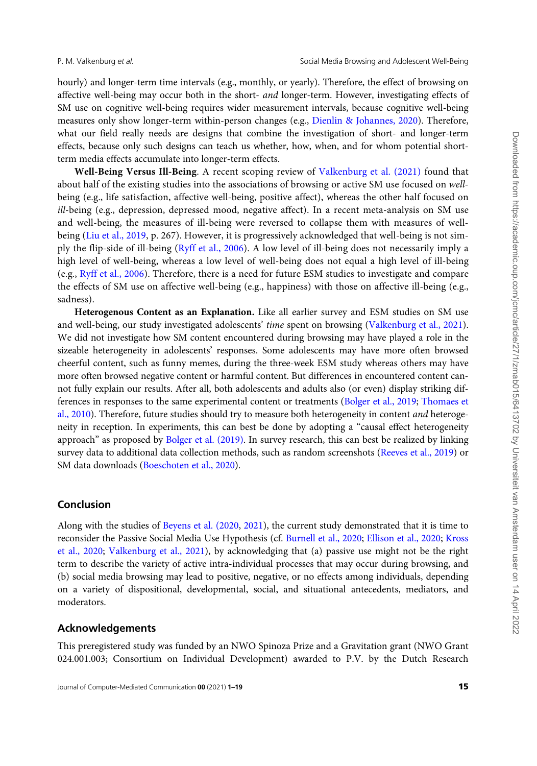hourly) and longer-term time intervals (e.g., monthly, or yearly). Therefore, the effect of browsing on affective well-being may occur both in the short- *and* longer-term. However, investigating effects of SM use on cognitive well-being requires wider measurement intervals, because cognitive well-being measures only show longer-term within-person changes (e.g., Dienlin & Johannes, 2020). Therefore, what our field really needs are designs that combine the investigation of short- and longer-term effects, because only such designs can teach us whether, how, when, and for whom potential short-term media effects accumulate into longer-term effects.

**Well-Being Versus Ill-Being**. A recent scoping review of Valkenburg et al. (2021) found that about half of the existing studies into the associations of browsing or active SM use focused on *well*-being (e.g., life satisfaction, affective well-being, positive affect), whereas the other half focused on *ill*-being (e.g., depression, depressed mood, negative affect). In a recent meta-analysis on SM use and well-being, the measures of ill-being were reversed to collapse them with measures of well-being (Liu et al., 2019, p. 267). However, it is progressively acknowledged that well-being is not simply the flip-side of ill-being (Ryff et al., 2006). A low level of ill-being does not necessarily imply a high level of well-being, whereas a low level of well-being does not equal a high level of ill-being (e.g., Ryff et al., 2006). Therefore, there is a need for future ESM studies to investigate and compare the effects of SM use on affective well-being (e.g., happiness) with those on affective ill-being (e.g., sadness).

**Heterogenous Content as an Explanation.** Like all earlier survey and ESM studies on SM use and well-being, our study investigated adolescents' *time* spent on browsing (Valkenburg et al., 2021). We did not investigate how SM content encountered during browsing may have played a role in the sizeable heterogeneity in adolescents' responses. Some adolescents may have more often browsed cheerful content, such as funny memes, during the three-week ESM study whereas others may have more often browsed negative content or harmful content. But differences in encountered content cannot fully explain our results. After all, both adolescents and adults also (or even) display striking differences in responses to the same experimental content or treatments (Bolger et al., 2019; Thomaes et al., 2010). Therefore, future studies should try to measure both heterogeneity in content *and* heterogeneity in reception. In experiments, this can best be done by adopting a "causal effect heterogeneity approach" as proposed by Bolger et al. (2019). In survey research, this can best be realized by linking survey data to additional data collection methods, such as random screenshots (Reeves et al., 2019) or SM data downloads (Boeschoten et al., 2020).

## Conclusion

Along with the studies of Beyens et al. (2020, 2021), the current study demonstrated that it is time to reconsider the Passive Social Media Use Hypothesis (cf. Burnell et al., 2020; Ellison et al., 2020; Kross et al., 2020; Valkenburg et al., 2021), by acknowledging that (a) passive use might not be the right term to describe the variety of active intra-individual processes that may occur during browsing, and (b) social media browsing may lead to positive, negative, or no effects among individuals, depending on a variety of dispositional, developmental, social, and situational antecedents, mediators, and moderators.

## Acknowledgements

This preregistered study was funded by an NWO Spinoza Prize and a Gravitation grant (NWO Grant 024.001.003; Consortium on Individual Development) awarded to P.V. by the Dutch Research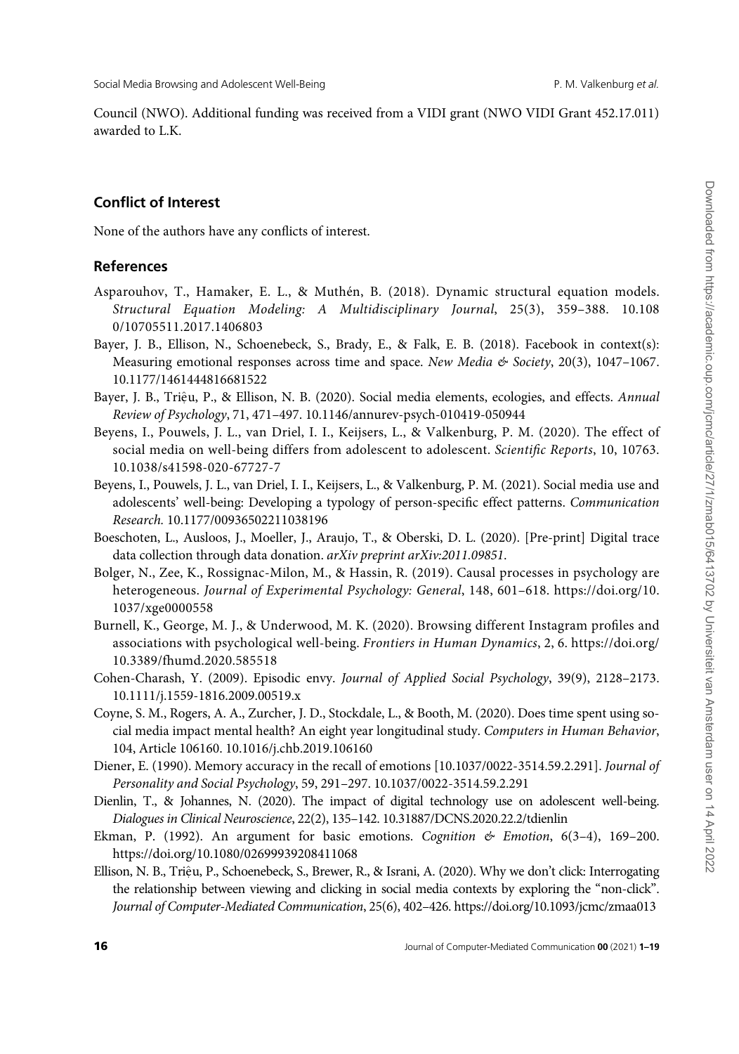Council (NWO). Additional funding was received from a VIDI grant (NWO VIDI Grant 452.17.011) awarded to L.K.

## Conflict of Interest

None of the authors have any conflicts of interest.

## References

Asparouhov, T., Hamaker, E. L., & Muthén, B. (2018). Dynamic structural equation models. *Structural Equation Modeling: A Multidisciplinary Journal*, 25(3), 359–388. 10.1080/10705511.2017.1406803

Bayer, J. B., Ellison, N., Schoenebeck, S., Brady, E., & Falk, E. B. (2018). Facebook in context(s): Measuring emotional responses across time and space. *New Media & Society*, 20(3), 1047–1067. 10.1177/1461444816681522

Bayer, J. B., Triệu, P., & Ellison, N. B. (2020). Social media elements, ecologies, and effects. *Annual Review of Psychology*, 71, 471–497. 10.1146/annurev-psych-010419-050944

Beyens, I., Pouwels, J. L., van Driel, I. I., Keijsers, L., & Valkenburg, P. M. (2020). The effect of social media on well-being differs from adolescent to adolescent. *Scientific Reports*, 10, 10763. 10.1038/s41598-020-67727-7

Beyens, I., Pouwels, J. L., van Driel, I. I., Keijsers, L., & Valkenburg, P. M. (2021). Social media use and adolescents' well-being: Developing a typology of person-specific effect patterns. *Communication Research.* 10.1177/00936502211038196

Boeschoten, L., Ausloos, J., Moeller, J., Araujo, T., & Oberski, D. L. (2020). [Pre-print] Digital trace data collection through data donation. *arXiv preprint arXiv:2011.09851.*

Bolger, N., Zee, K., Rossignac-Milon, M., & Hassin, R. (2019). Causal processes in psychology are heterogeneous. *Journal of Experimental Psychology: General*, 148, 601–618. https://doi.org/10.1037/xge0000558

Burnell, K., George, M. J., & Underwood, M. K. (2020). Browsing different Instagram profiles and associations with psychological well-being. *Frontiers in Human Dynamics*, 2, 6. https://doi.org/10.3389/fhumd.2020.585518

Cohen-Charash, Y. (2009). Episodic envy. *Journal of Applied Social Psychology*, 39(9), 2128–2173. 10.1111/j.1559-1816.2009.00519.x

Coyne, S. M., Rogers, A. A., Zurcher, J. D., Stockdale, L., & Booth, M. (2020). Does time spent using social media impact mental health? An eight year longitudinal study. *Computers in Human Behavior*, 104, Article 106160. 10.1016/j.chb.2019.106160

Diener, E. (1990). Memory accuracy in the recall of emotions [10.1037/0022-3514.59.2.291]. *Journal of Personality and Social Psychology*, 59, 291–297. 10.1037/0022-3514.59.2.291

Dienlin, T., & Johannes, N. (2020). The impact of digital technology use on adolescent well-being. *Dialogues in Clinical Neuroscience*, 22(2), 135–142. 10.31887/DCNS.2020.22.2/tdienlin

Ekman, P. (1992). An argument for basic emotions. *Cognition & Emotion*, 6(3–4), 169–200. https://doi.org/10.1080/02699939208411068

Ellison, N. B., Triệu, P., Schoenebeck, S., Brewer, R., & Israni, A. (2020). Why we don't click: Interrogating the relationship between viewing and clicking in social media contexts by exploring the "non-click". *Journal of Computer-Mediated Communication*, 25(6), 402–426. https://doi.org/10.1093/jcmc/zmaa013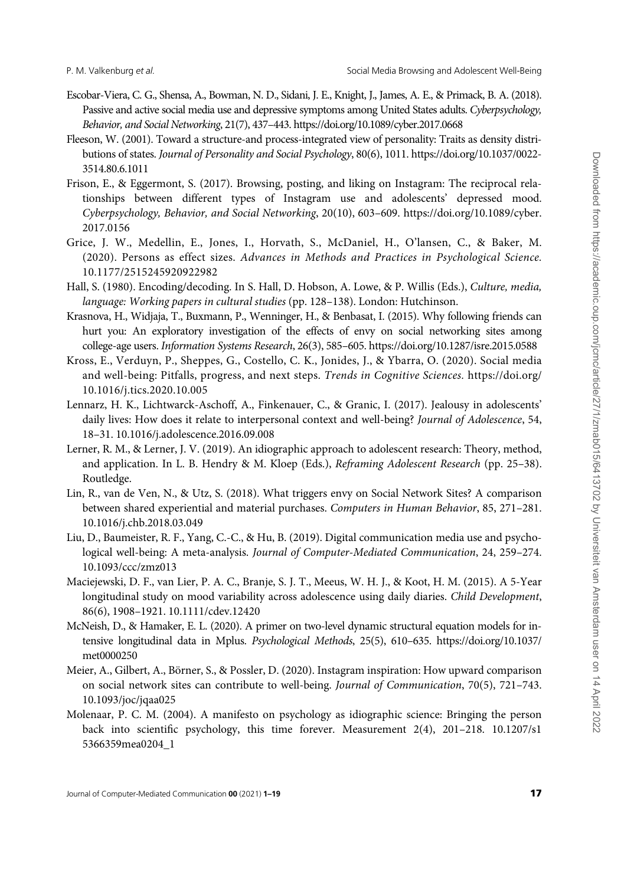Escobar-Viera, C. G., Shensa, A., Bowman, N. D., Sidani, J. E., Knight, J., James, A. E., & Primack, B. A. (2018). Passive and active social media use and depressive symptoms among United States adults. *Cyberpsychology, Behavior, and Social Networking*, 21(7), 437–443. https://doi.org/10.1089/cyber.2017.0668

Fleeson, W. (2001). Toward a structure-and process-integrated view of personality: Traits as density distributions of states. *Journal of Personality and Social Psychology*, 80(6), 1011. https://doi.org/10.1037/0022-3514.80.6.1011

Frison, E., & Eggermont, S. (2017). Browsing, posting, and liking on Instagram: The reciprocal relationships between different types of Instagram use and adolescents' depressed mood. *Cyberpsychology, Behavior, and Social Networking*, 20(10), 603–609. https://doi.org/10.1089/cyber.2017.0156

Grice, J. W., Medellin, E., Jones, I., Horvath, S., McDaniel, H., O'lansen, C., & Baker, M. (2020). Persons as effect sizes. *Advances in Methods and Practices in Psychological Science.* 10.1177/2515245920922982

Hall, S. (1980). Encoding/decoding. In S. Hall, D. Hobson, A. Lowe, & P. Willis (Eds.), *Culture, media, language: Working papers in cultural studies* (pp. 128–138). London: Hutchinson.

Krasnova, H., Widjaja, T., Buxmann, P., Wenninger, H., & Benbasat, I. (2015). Why following friends can hurt you: An exploratory investigation of the effects of envy on social networking sites among college-age users. *Information Systems Research*, 26(3), 585–605. https://doi.org/10.1287/isre.2015.0588

Kross, E., Verduyn, P., Sheppes, G., Costello, C. K., Jonides, J., & Ybarra, O. (2020). Social media and well-being: Pitfalls, progress, and next steps. *Trends in Cognitive Sciences.* https://doi.org/10.1016/j.tics.2020.10.005

Lennarz, H. K., Lichtwarck-Aschoff, A., Finkenauer, C., & Granic, I. (2017). Jealousy in adolescents' daily lives: How does it relate to interpersonal context and well-being? *Journal of Adolescence*, 54, 18–31. 10.1016/j.adolescence.2016.09.008

Lerner, R. M., & Lerner, J. V. (2019). An idiographic approach to adolescent research: Theory, method, and application. In L. B. Hendry & M. Kloep (Eds.), *Reframing Adolescent Research* (pp. 25–38). Routledge.

Lin, R., van de Ven, N., & Utz, S. (2018). What triggers envy on Social Network Sites? A comparison between shared experiential and material purchases. *Computers in Human Behavior*, 85, 271–281. 10.1016/j.chb.2018.03.049

Liu, D., Baumeister, R. F., Yang, C.-C., & Hu, B. (2019). Digital communication media use and psychological well-being: A meta-analysis. *Journal of Computer-Mediated Communication*, 24, 259–274. 10.1093/ccc/zmz013

Maciejewski, D. F., van Lier, P. A. C., Branje, S. J. T., Meeus, W. H. J., & Koot, H. M. (2015). A 5-Year longitudinal study on mood variability across adolescence using daily diaries. *Child Development*, 86(6), 1908–1921. 10.1111/cdev.12420

McNeish, D., & Hamaker, E. L. (2020). A primer on two-level dynamic structural equation models for intensive longitudinal data in Mplus. *Psychological Methods*, 25(5), 610–635. https://doi.org/10.1037/met0000250

Meier, A., Gilbert, A., Börner, S., & Possler, D. (2020). Instagram inspiration: How upward comparison on social network sites can contribute to well-being. *Journal of Communication*, 70(5), 721–743. 10.1093/joc/jqaa025

Molenaar, P. C. M. (2004). A manifesto on psychology as idiographic science: Bringing the person back into scientific psychology, this time forever. Measurement 2(4), 201–218. 10.1207/s15366359mea0204_1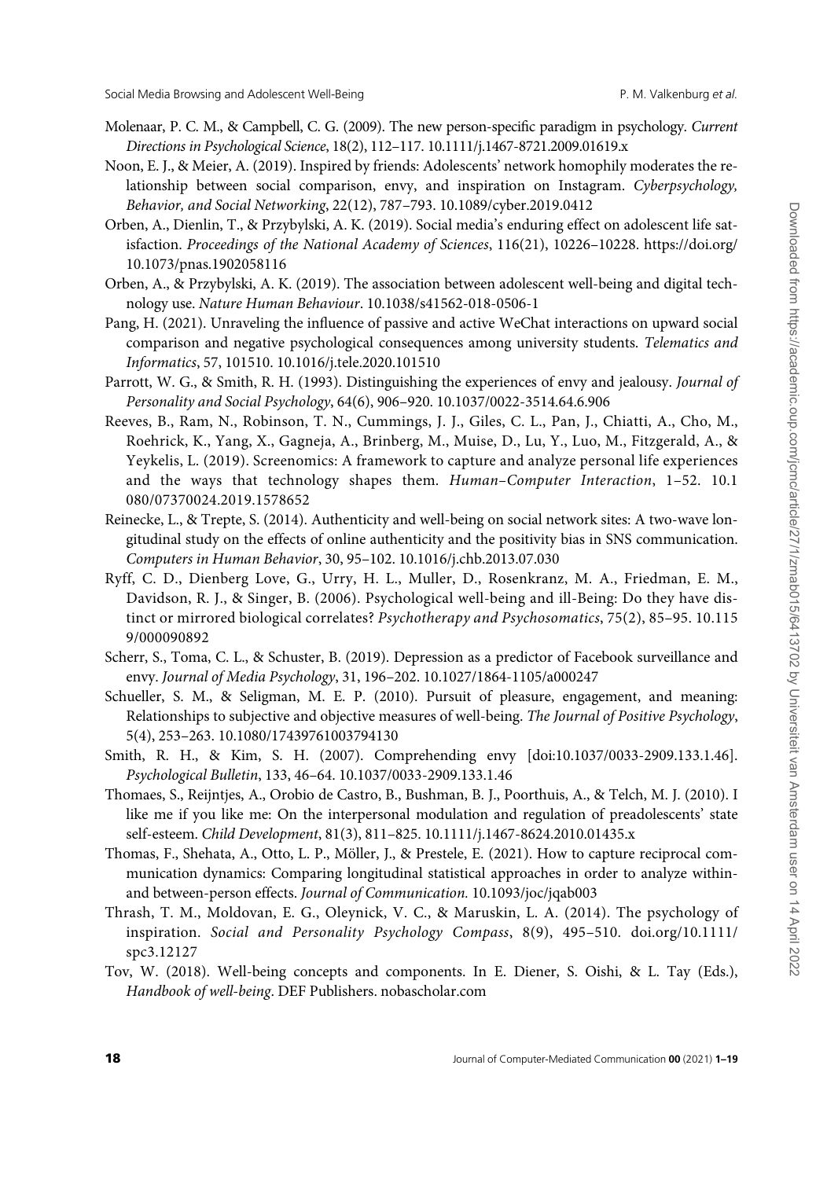Molenaar, P. C. M., & Campbell, C. G. (2009). The new person-specific paradigm in psychology. *Current Directions in Psychological Science*, 18(2), 112–117. 10.1111/j.1467-8721.2009.01619.x

Noon, E. J., & Meier, A. (2019). Inspired by friends: Adolescents' network homophily moderates the relationship between social comparison, envy, and inspiration on Instagram. *Cyberpsychology, Behavior, and Social Networking*, 22(12), 787–793. 10.1089/cyber.2019.0412

Orben, A., Dienlin, T., & Przybylski, A. K. (2019). Social media's enduring effect on adolescent life satisfaction. *Proceedings of the National Academy of Sciences*, 116(21), 10226–10228. https://doi.org/10.1073/pnas.1902058116

Orben, A., & Przybylski, A. K. (2019). The association between adolescent well-being and digital technology use. *Nature Human Behaviour*. 10.1038/s41562-018-0506-1

Pang, H. (2021). Unraveling the influence of passive and active WeChat interactions on upward social comparison and negative psychological consequences among university students. *Telematics and Informatics*, 57, 101510. 10.1016/j.tele.2020.101510

Parrott, W. G., & Smith, R. H. (1993). Distinguishing the experiences of envy and jealousy. *Journal of Personality and Social Psychology*, 64(6), 906–920. 10.1037/0022-3514.64.6.906

Reeves, B., Ram, N., Robinson, T. N., Cummings, J. J., Giles, C. L., Pan, J., Chiatti, A., Cho, M., Roehrick, K., Yang, X., Gagneja, A., Brinberg, M., Muise, D., Lu, Y., Luo, M., Fitzgerald, A., & Yeykelis, L. (2019). Screenomics: A framework to capture and analyze personal life experiences and the ways that technology shapes them. *Human–Computer Interaction*, 1–52. 10.1080/07370024.2019.1578652

Reinecke, L., & Trepte, S. (2014). Authenticity and well-being on social network sites: A two-wave longitudinal study on the effects of online authenticity and the positivity bias in SNS communication. *Computers in Human Behavior*, 30, 95–102. 10.1016/j.chb.2013.07.030

Ryff, C. D., Dienberg Love, G., Urry, H. L., Muller, D., Rosenkranz, M. A., Friedman, E. M., Davidson, R. J., & Singer, B. (2006). Psychological well-being and ill-Being: Do they have distinct or mirrored biological correlates? *Psychotherapy and Psychosomatics*, 75(2), 85–95. 10.1159/000090892

Scherr, S., Toma, C. L., & Schuster, B. (2019). Depression as a predictor of Facebook surveillance and envy. *Journal of Media Psychology*, 31, 196–202. 10.1027/1864-1105/a000247

Schueller, S. M., & Seligman, M. E. P. (2010). Pursuit of pleasure, engagement, and meaning: Relationships to subjective and objective measures of well-being. *The Journal of Positive Psychology*, 5(4), 253–263. 10.1080/17439761003794130

Smith, R. H., & Kim, S. H. (2007). Comprehending envy [doi:10.1037/0033-2909.133.1.46]. *Psychological Bulletin*, 133, 46–64. 10.1037/0033-2909.133.1.46

Thomaes, S., Reijntjes, A., Orobio de Castro, B., Bushman, B. J., Poorthuis, A., & Telch, M. J. (2010). I like me if you like me: On the interpersonal modulation and regulation of preadolescents' state self-esteem. *Child Development*, 81(3), 811–825. 10.1111/j.1467-8624.2010.01435.x

Thomas, F., Shehata, A., Otto, L. P., Möller, J., & Prestele, E. (2021). How to capture reciprocal communication dynamics: Comparing longitudinal statistical approaches in order to analyze within- and between-person effects. *Journal of Communication*. 10.1093/joc/jqab003

Thrash, T. M., Moldovan, E. G., Oleynick, V. C., & Maruskin, L. A. (2014). The psychology of inspiration. *Social and Personality Psychology Compass*, 8(9), 495–510. doi.org/10.1111/spc3.12127

Tov, W. (2018). Well-being concepts and components. In E. Diener, S. Oishi, & L. Tay (Eds.), *Handbook of well-being*. DEF Publishers. nobascholar.com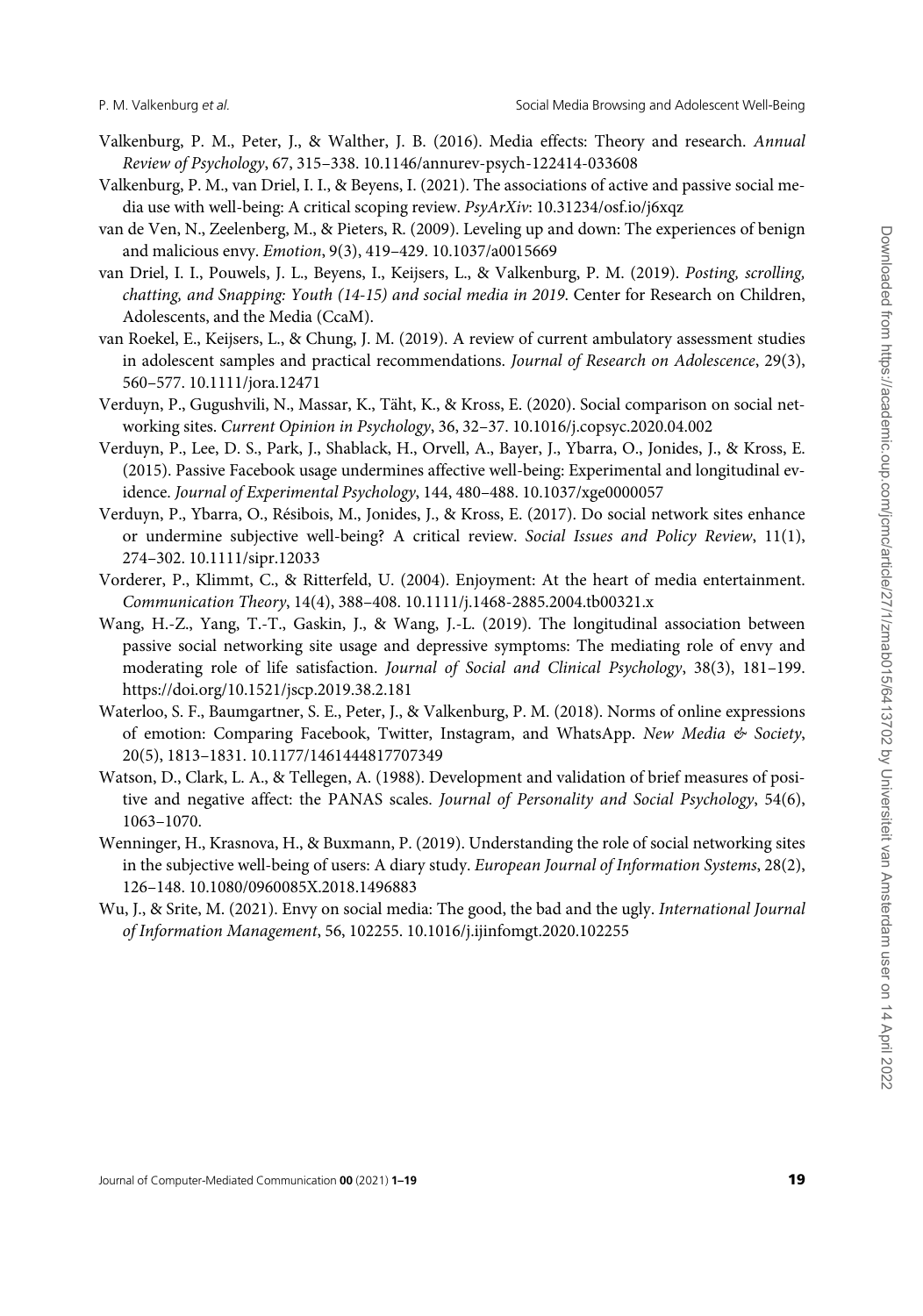Valkenburg, P. M., Peter, J., & Walther, J. B. (2016). Media effects: Theory and research. *Annual Review of Psychology*, 67, 315–338. 10.1146/annurev-psych-122414-033608

Valkenburg, P. M., van Driel, I. I., & Beyens, I. (2021). The associations of active and passive social media use with well-being: A critical scoping review. *PsyArXiv*: 10.31234/osf.io/j6xqz

van de Ven, N., Zeelenberg, M., & Pieters, R. (2009). Leveling up and down: The experiences of benign and malicious envy. *Emotion*, 9(3), 419–429. 10.1037/a0015669

van Driel, I. I., Pouwels, J. L., Beyens, I., Keijsers, L., & Valkenburg, P. M. (2019). *Posting, scrolling, chatting, and Snapping: Youth (14-15) and social media in 2019*. Center for Research on Children, Adolescents, and the Media (CcaM).

van Roekel, E., Keijsers, L., & Chung, J. M. (2019). A review of current ambulatory assessment studies in adolescent samples and practical recommendations. *Journal of Research on Adolescence*, 29(3), 560–577. 10.1111/jora.12471

Verduyn, P., Gugushvili, N., Massar, K., Täht, K., & Kross, E. (2020). Social comparison on social networking sites. *Current Opinion in Psychology*, 36, 32–37. 10.1016/j.copsyc.2020.04.002

Verduyn, P., Lee, D. S., Park, J., Shablack, H., Orvell, A., Bayer, J., Ybarra, O., Jonides, J., & Kross, E. (2015). Passive Facebook usage undermines affective well-being: Experimental and longitudinal evidence. *Journal of Experimental Psychology*, 144, 480–488. 10.1037/xge0000057

Verduyn, P., Ybarra, O., Résibois, M., Jonides, J., & Kross, E. (2017). Do social network sites enhance or undermine subjective well-being? A critical review. *Social Issues and Policy Review*, 11(1), 274–302. 10.1111/sipr.12033

Vorderer, P., Klimmt, C., & Ritterfeld, U. (2004). Enjoyment: At the heart of media entertainment. *Communication Theory*, 14(4), 388–408. 10.1111/j.1468-2885.2004.tb00321.x

Wang, H.-Z., Yang, T.-T., Gaskin, J., & Wang, J.-L. (2019). The longitudinal association between passive social networking site usage and depressive symptoms: The mediating role of envy and moderating role of life satisfaction. *Journal of Social and Clinical Psychology*, 38(3), 181–199. https://doi.org/10.1521/jscp.2019.38.2.181

Waterloo, S. F., Baumgartner, S. E., Peter, J., & Valkenburg, P. M. (2018). Norms of online expressions of emotion: Comparing Facebook, Twitter, Instagram, and WhatsApp. *New Media & Society*, 20(5), 1813–1831. 10.1177/1461444817707349

Watson, D., Clark, L. A., & Tellegen, A. (1988). Development and validation of brief measures of positive and negative affect: the PANAS scales. *Journal of Personality and Social Psychology*, 54(6), 1063–1070.

Wenninger, H., Krasnova, H., & Buxmann, P. (2019). Understanding the role of social networking sites in the subjective well-being of users: A diary study. *European Journal of Information Systems*, 28(2), 126–148. 10.1080/0960085X.2018.1496883

Wu, J., & Srite, M. (2021). Envy on social media: The good, the bad and the ugly. *International Journal of Information Management*, 56, 102255. 10.1016/j.ijinfomgt.2020.102255